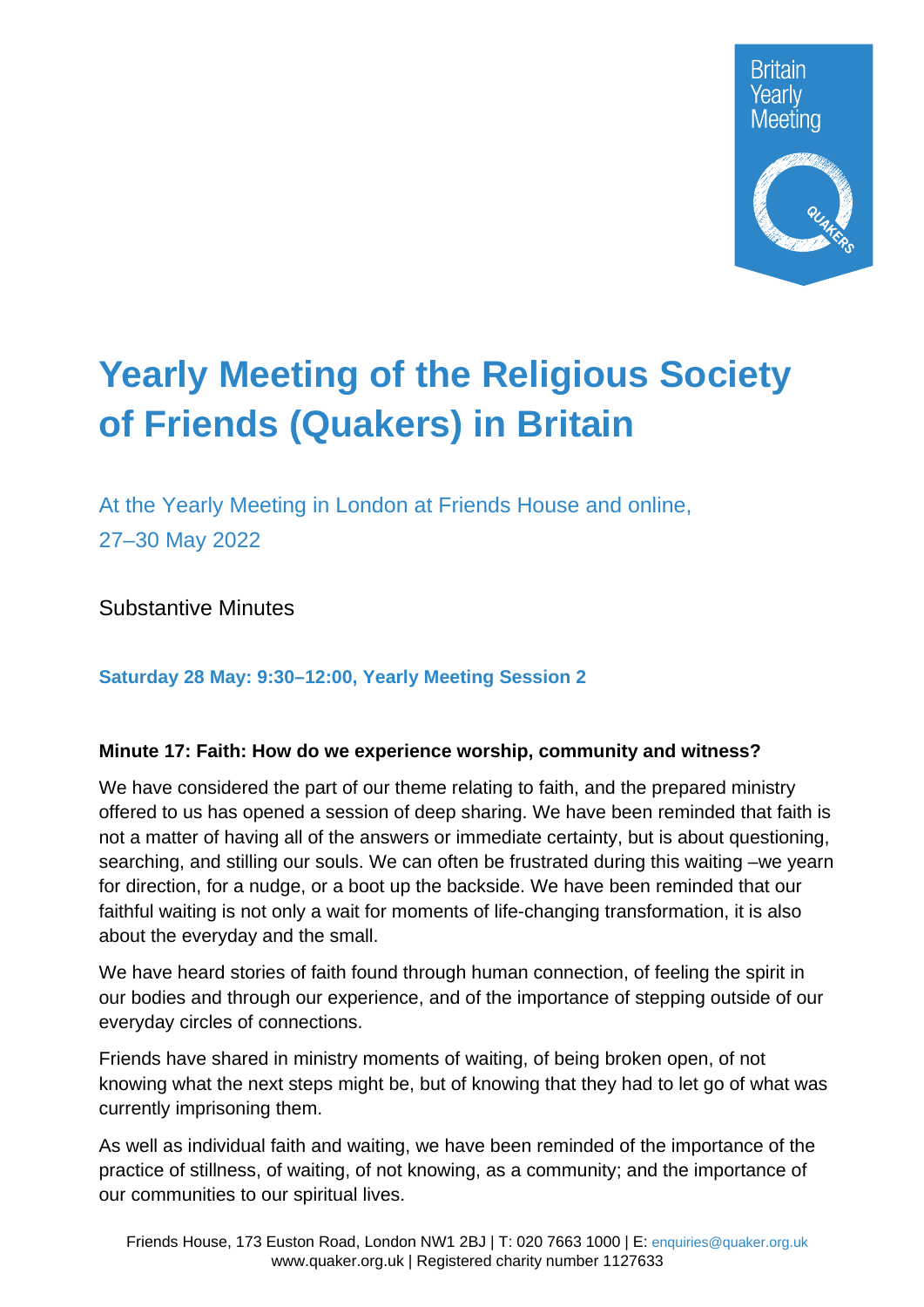# Yearly Meeting of the Religious Society of Friends (Quakers) in Britain

At the Yearly Meeting in London at Friends House and online, 27–30 May 2022

Substantive Minutes

### Saturday 28 May: 9:30–12:00, Yearly Meeting Session 2

#### Minute 17: Faith: How do we experience worship, community and witness?

We have considered the part of our theme relating to faith, and the prepared ministry offered to us has opened a session of deep sharing. We have been reminded that faith is not a matter of having all of the answers or immediate certainty, but is about questioning, searching, and stilling our souls. We can often be frustrated during this waiting –we yearn for direction, for a nudge, or a boot up the backside. We have been reminded that our faithful waiting is not only a wait for moments of life-changing transformation, it is also about the everyday and the small.

We have heard stories of faith found through human connection, of feeling the spirit in our bodies and through our experience, and of the importance of stepping outside of our everyday circles of connections.

Friends have shared in ministry moments of waiting, of being broken open, of not knowing what the next steps might be, but of knowing that they had to let go of what was currently imprisoning them.

As well as individual faith and waiting, we have been reminded of the importance of the practice of stillness, of waiting, of not knowing, as a community; and the importance of our communities to our spiritual lives.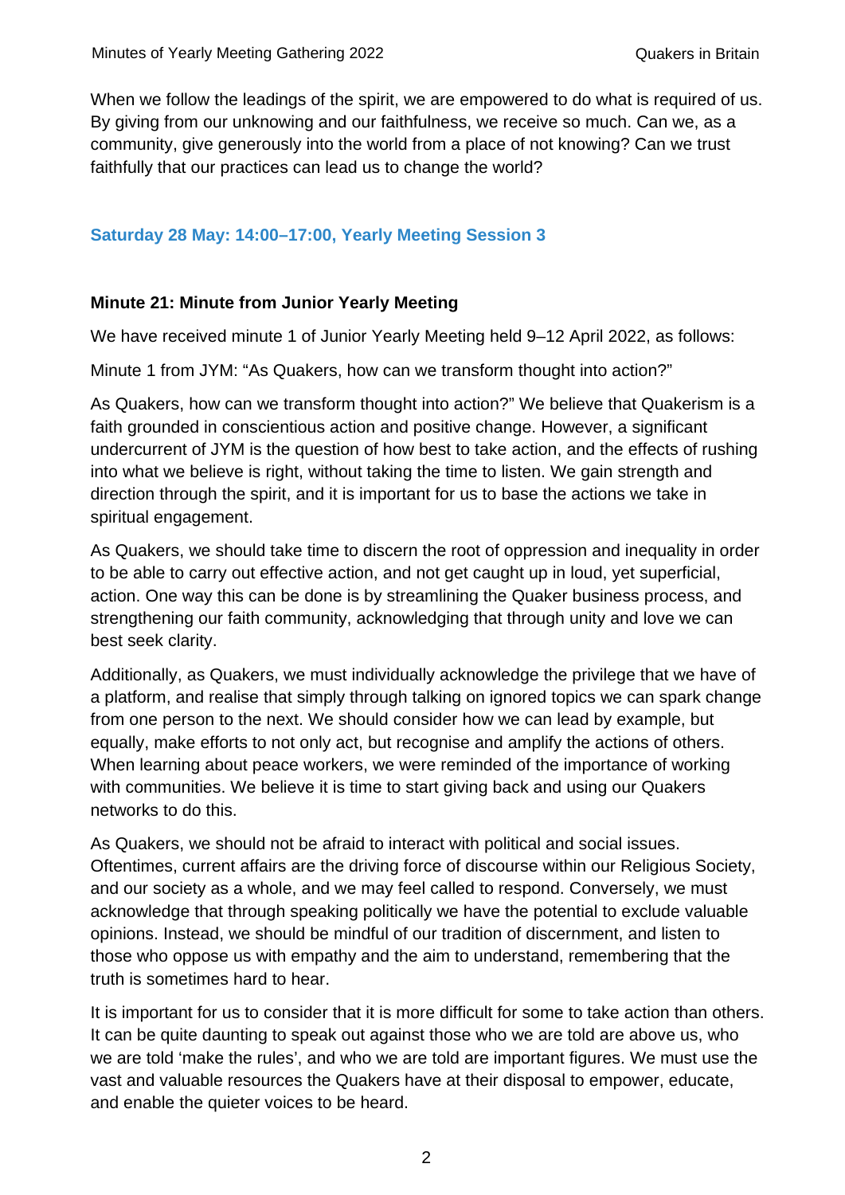When we follow the leadings of the spirit, we are empowered to do what is required of us. By giving from our unknowing and our faithfulness, we receive so much. Can we, as a community, give generously into the world from a place of not knowing? Can we trust faithfully that our practices can lead us to change the world?

## Saturday 28 May: 14:00–17:00, Yearly Meeting Session 3

### Minute 21: Minute from Junior Yearly Meeting

We have received minute 1 of Junior Yearly Meeting held 9–12 April 2022, as follows:

Minute 1 from JYM: "As Quakers, how can we transform thought into action?"

As Quakers, how can we transform thought into action?" We believe that Quakerism is a faith grounded in conscientious action and positive change. However, a significant undercurrent of JYM is the question of how best to take action, and the effects of rushing into what we believe is right, without taking the time to listen. We gain strength and direction through the spirit, and it is important for us to base the actions we take in spiritual engagement.

As Quakers, we should take time to discern the root of oppression and inequality in order to be able to carry out effective action, and not get caught up in loud, yet superficial, action. One way this can be done is by streamlining the Quaker business process, and strengthening our faith community, acknowledging that through unity and love we can best seek clarity.

Additionally, as Quakers, we must individually acknowledge the privilege that we have of a platform, and realise that simply through talking on ignored topics we can spark change from one person to the next. We should consider how we can lead by example, but equally, make efforts to not only act, but recognise and amplify the actions of others. When learning about peace workers, we were reminded of the importance of working with communities. We believe it is time to start giving back and using our Quakers networks to do this.

As Quakers, we should not be afraid to interact with political and social issues. Oftentimes, current affairs are the driving force of discourse within our Religious Society, and our society as a whole, and we may feel called to respond. Conversely, we must acknowledge that through speaking politically we have the potential to exclude valuable opinions. Instead, we should be mindful of our tradition of discernment, and listen to those who oppose us with empathy and the aim to understand, remembering that the truth is sometimes hard to hear.

It is important for us to consider that it is more difficult for some to take action than others. It can be quite daunting to speak out against those who we are told are above us, who we are told 'make the rules', and who we are told are important figures. We must use the vast and valuable resources the Quakers have at their disposal to empower, educate, and enable the quieter voices to be heard.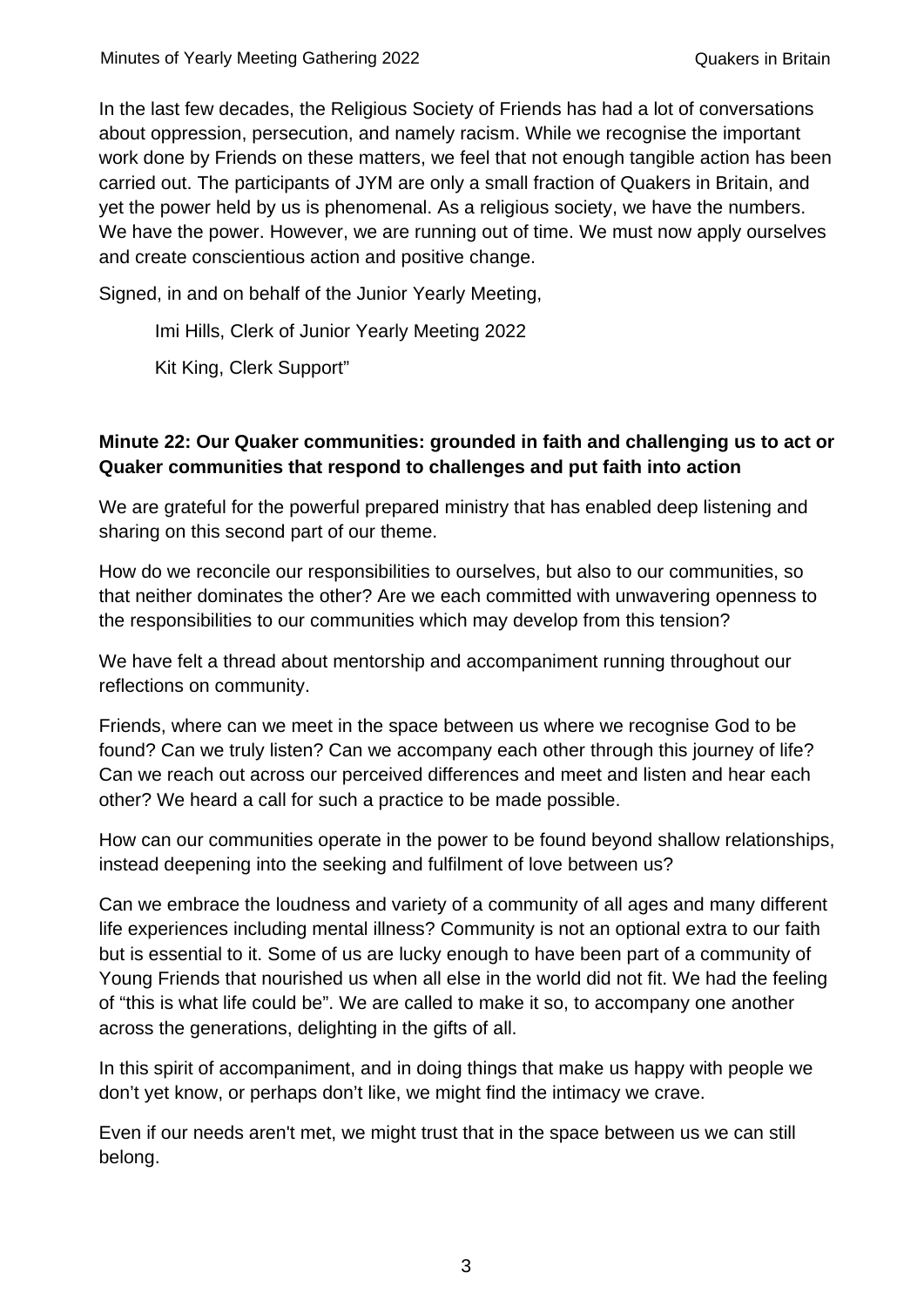In the last few decades, the Religious Society of Friends has had a lot of conversations about oppression, persecution, and namely racism. While we recognise the important work done by Friends on these matters, we feel that not enough tangible action has been carried out. The participants of JYM are only a small fraction of Quakers in Britain, and yet the power held by us is phenomenal. As a religious society, we have the numbers. We have the power. However, we are running out of time. We must now apply ourselves and create conscientious action and positive change.

Signed, in and on behalf of the Junior Yearly Meeting,

Imi Hills, Clerk of Junior Yearly Meeting 2022

Kit King, Clerk Support"

**Minute 22: Our Quaker communities: grounded in faith and challenging us to act or Quaker communities that respond to challenges and put faith into action**

We are grateful for the powerful prepared ministry that has enabled deep listening and sharing on this second part of our theme.

How do we reconcile our responsibilities to ourselves, but also to our communities, so that neither dominates the other? Are we each committed with unwavering openness to the responsibilities to our communities which may develop from this tension?

We have felt a thread about mentorship and accompaniment running throughout our reflections on community.

Friends, where can we meet in the space between us where we recognise God to be found? Can we truly listen? Can we accompany each other through this journey of life? Can we reach out across our perceived differences and meet and listen and hear each other? We heard a call for such a practice to be made possible.

How can our communities operate in the power to be found beyond shallow relationships, instead deepening into the seeking and fulfilment of love between us?

Can we embrace the loudness and variety of a community of all ages and many different life experiences including mental illness? Community is not an optional extra to our faith but is essential to it. Some of us are lucky enough to have been part of a community of Young Friends that nourished us when all else in the world did not fit. We had the feeling of "this is what life could be". We are called to make it so, to accompany one another across the generations, delighting in the gifts of all.

In this spirit of accompaniment, and in doing things that make us happy with people we don't yet know, or perhaps don't like, we might find the intimacy we crave.

Even if our needs aren't met, we might trust that in the space between us we can still belong.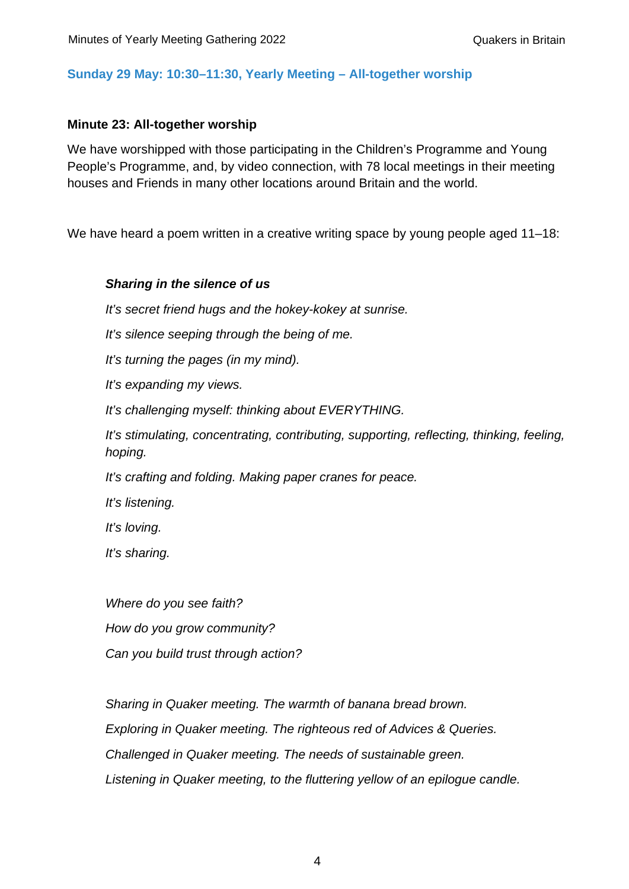## Sunday 29 May: 10:30–11:30, Yearly Meeting – All-together worship

### Minute 23: All-together worship

We have worshipped with those participating in the Children's Programme and Young People's Programme, and, by video connection, with 78 local meetings in their meeting houses and Friends in many other locations around Britain and the world.

We have heard a poem written in a creative writing space by young people aged 11–18:

> ***Sharing in the silence of us***
>
> *It's secret friend hugs and the hokey-kokey at sunrise.*
>
> *It's silence seeping through the being of me.*
>
> *It's turning the pages (in my mind).*
>
> *It's expanding my views.*
>
> *It's challenging myself: thinking about EVERYTHING.*
>
> *It's stimulating, concentrating, contributing, supporting, reflecting, thinking, feeling, hoping.*
>
> *It's crafting and folding. Making paper cranes for peace.*
>
> *It's listening.*
>
> *It's loving.*
>
> *It's sharing.*
>
> *Where do you see faith?*
>
> *How do you grow community?*
>
> *Can you build trust through action?*
>
> *Sharing in Quaker meeting. The warmth of banana bread brown.*
>
> *Exploring in Quaker meeting. The righteous red of Advices & Queries.*
>
> *Challenged in Quaker meeting. The needs of sustainable green.*
>
> *Listening in Quaker meeting, to the fluttering yellow of an epilogue candle.*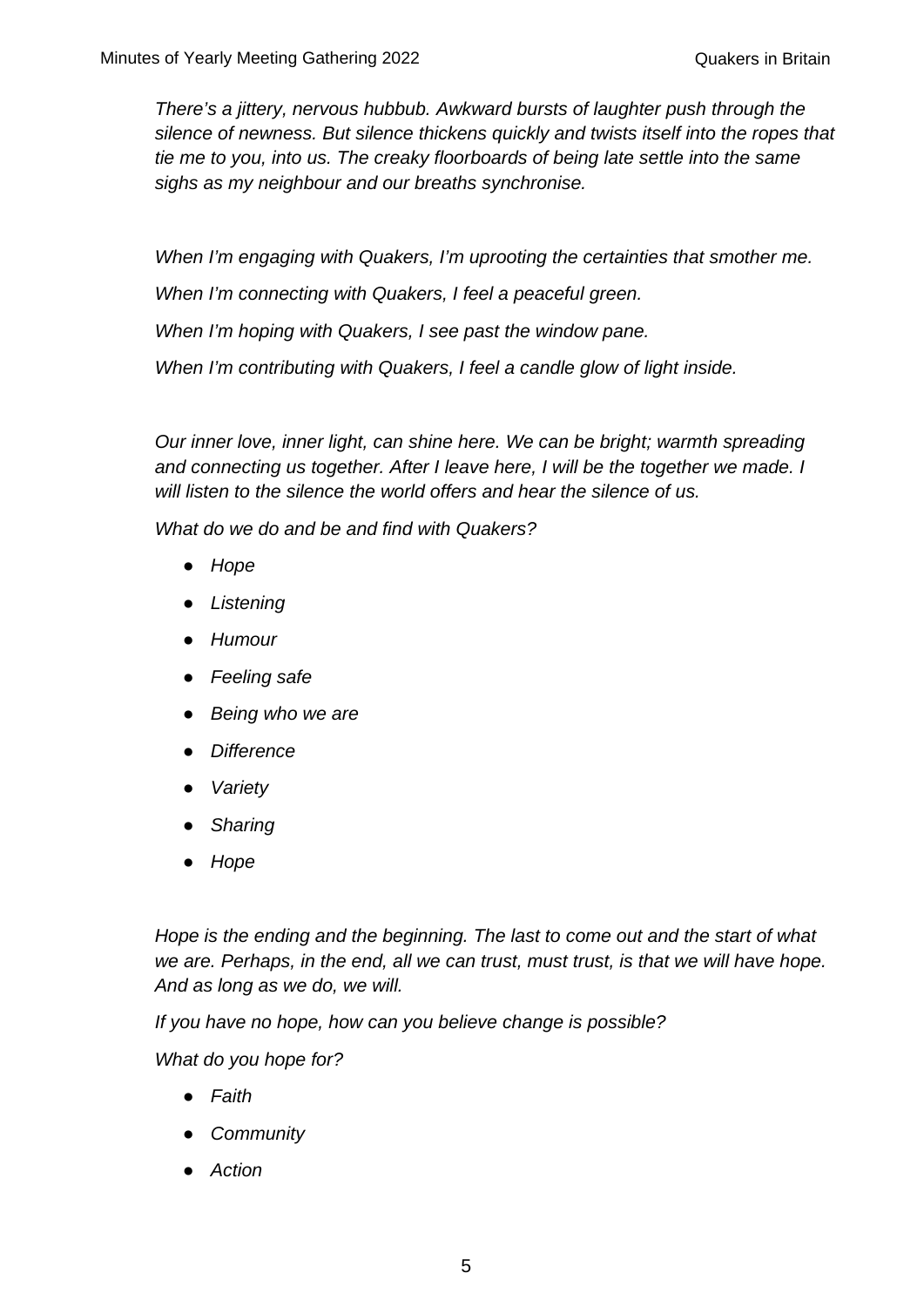*There's a jittery, nervous hubbub. Awkward bursts of laughter push through the silence of newness. But silence thickens quickly and twists itself into the ropes that tie me to you, into us. The creaky floorboards of being late settle into the same sighs as my neighbour and our breaths synchronise.*

*When I'm engaging with Quakers, I'm uprooting the certainties that smother me.*

*When I'm connecting with Quakers, I feel a peaceful green.*

*When I'm hoping with Quakers, I see past the window pane.*

*When I'm contributing with Quakers, I feel a candle glow of light inside.*

*Our inner love, inner light, can shine here. We can be bright; warmth spreading and connecting us together. After I leave here, I will be the together we made. I will listen to the silence the world offers and hear the silence of us.*

*What do we do and be and find with Quakers?*

- *Hope*
- *Listening*
- *Humour*
- *Feeling safe*
- *Being who we are*
- *Difference*
- *Variety*
- *Sharing*
- *Hope*

*Hope is the ending and the beginning. The last to come out and the start of what we are. Perhaps, in the end, all we can trust, must trust, is that we will have hope. And as long as we do, we will.*

*If you have no hope, how can you believe change is possible?*

*What do you hope for?*

- *Faith*
- *Community*
- *Action*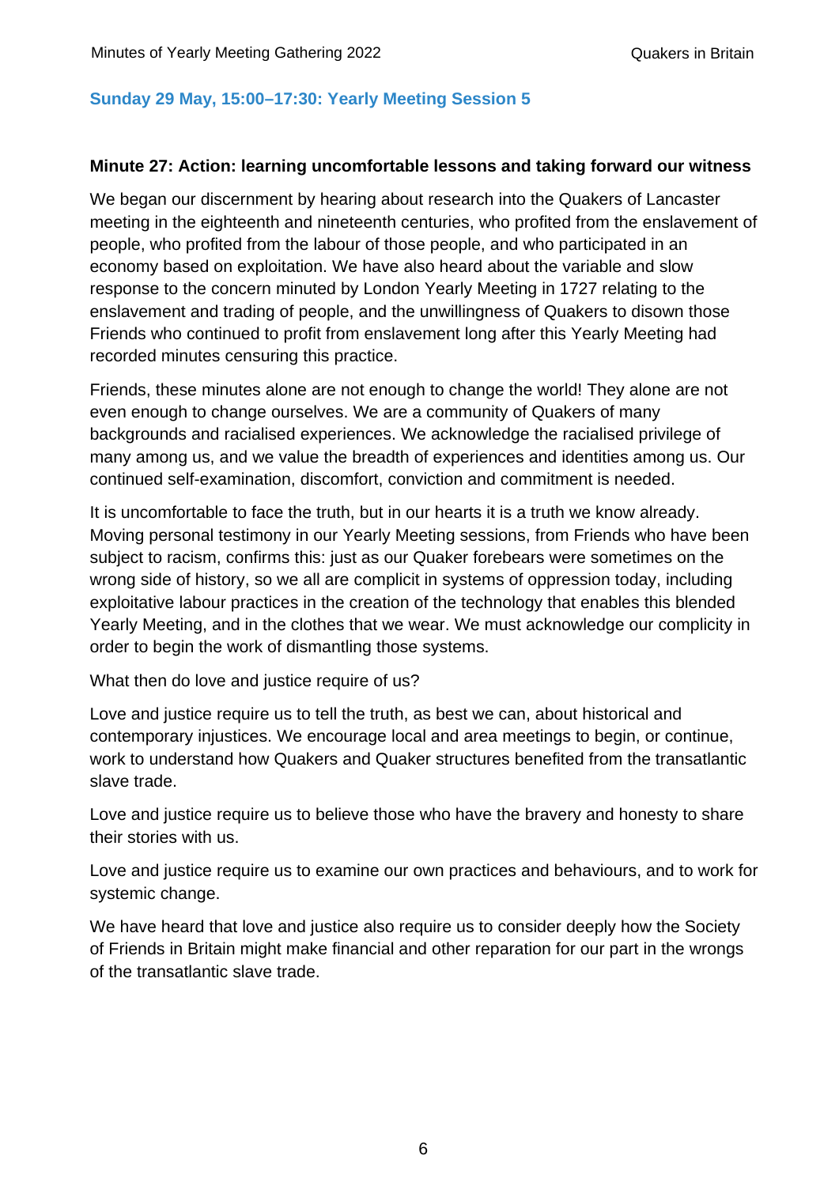## Sunday 29 May, 15:00–17:30: Yearly Meeting Session 5

### Minute 27: Action: learning uncomfortable lessons and taking forward our witness

We began our discernment by hearing about research into the Quakers of Lancaster meeting in the eighteenth and nineteenth centuries, who profited from the enslavement of people, who profited from the labour of those people, and who participated in an economy based on exploitation. We have also heard about the variable and slow response to the concern minuted by London Yearly Meeting in 1727 relating to the enslavement and trading of people, and the unwillingness of Quakers to disown those Friends who continued to profit from enslavement long after this Yearly Meeting had recorded minutes censuring this practice.

Friends, these minutes alone are not enough to change the world! They alone are not even enough to change ourselves. We are a community of Quakers of many backgrounds and racialised experiences. We acknowledge the racialised privilege of many among us, and we value the breadth of experiences and identities among us. Our continued self-examination, discomfort, conviction and commitment is needed.

It is uncomfortable to face the truth, but in our hearts it is a truth we know already. Moving personal testimony in our Yearly Meeting sessions, from Friends who have been subject to racism, confirms this: just as our Quaker forebears were sometimes on the wrong side of history, so we all are complicit in systems of oppression today, including exploitative labour practices in the creation of the technology that enables this blended Yearly Meeting, and in the clothes that we wear. We must acknowledge our complicity in order to begin the work of dismantling those systems.

What then do love and justice require of us?

Love and justice require us to tell the truth, as best we can, about historical and contemporary injustices. We encourage local and area meetings to begin, or continue, work to understand how Quakers and Quaker structures benefited from the transatlantic slave trade.

Love and justice require us to believe those who have the bravery and honesty to share their stories with us.

Love and justice require us to examine our own practices and behaviours, and to work for systemic change.

We have heard that love and justice also require us to consider deeply how the Society of Friends in Britain might make financial and other reparation for our part in the wrongs of the transatlantic slave trade.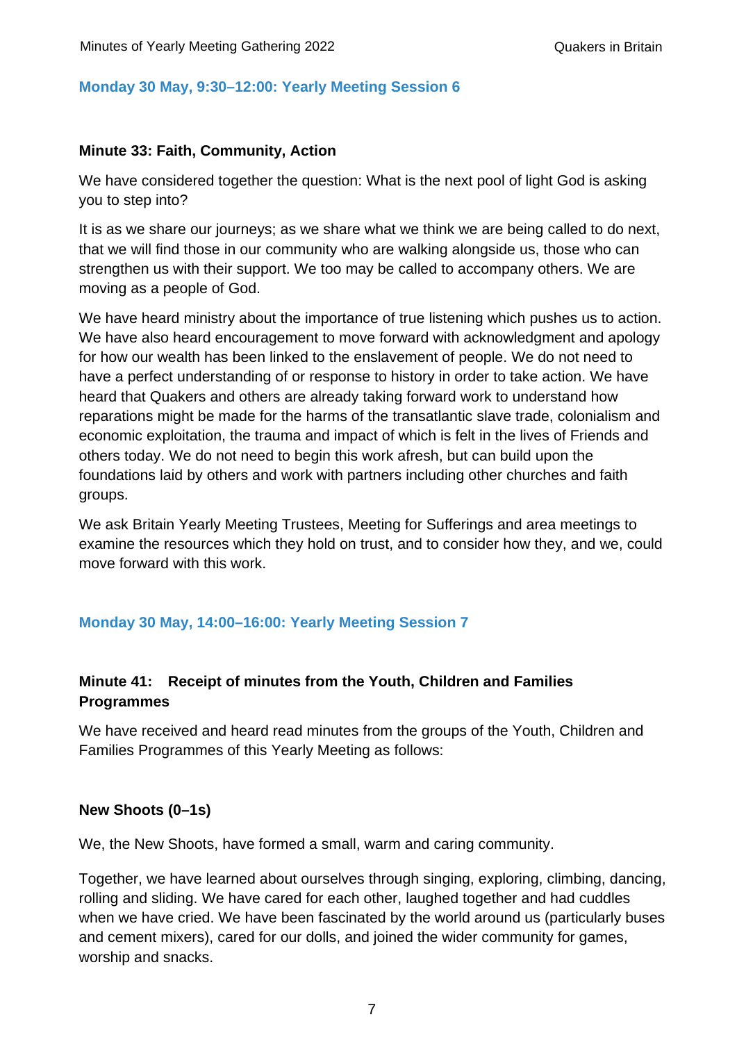## Monday 30 May, 9:30–12:00: Yearly Meeting Session 6

### Minute 33: Faith, Community, Action

We have considered together the question: What is the next pool of light God is asking you to step into?

It is as we share our journeys; as we share what we think we are being called to do next, that we will find those in our community who are walking alongside us, those who can strengthen us with their support. We too may be called to accompany others. We are moving as a people of God.

We have heard ministry about the importance of true listening which pushes us to action. We have also heard encouragement to move forward with acknowledgment and apology for how our wealth has been linked to the enslavement of people. We do not need to have a perfect understanding of or response to history in order to take action. We have heard that Quakers and others are already taking forward work to understand how reparations might be made for the harms of the transatlantic slave trade, colonialism and economic exploitation, the trauma and impact of which is felt in the lives of Friends and others today. We do not need to begin this work afresh, but can build upon the foundations laid by others and work with partners including other churches and faith groups.

We ask Britain Yearly Meeting Trustees, Meeting for Sufferings and area meetings to examine the resources which they hold on trust, and to consider how they, and we, could move forward with this work.

## Monday 30 May, 14:00–16:00: Yearly Meeting Session 7

### Minute 41: Receipt of minutes from the Youth, Children and Families Programmes

We have received and heard read minutes from the groups of the Youth, Children and Families Programmes of this Yearly Meeting as follows:

#### New Shoots (0–1s)

We, the New Shoots, have formed a small, warm and caring community.

Together, we have learned about ourselves through singing, exploring, climbing, dancing, rolling and sliding. We have cared for each other, laughed together and had cuddles when we have cried. We have been fascinated by the world around us (particularly buses and cement mixers), cared for our dolls, and joined the wider community for games, worship and snacks.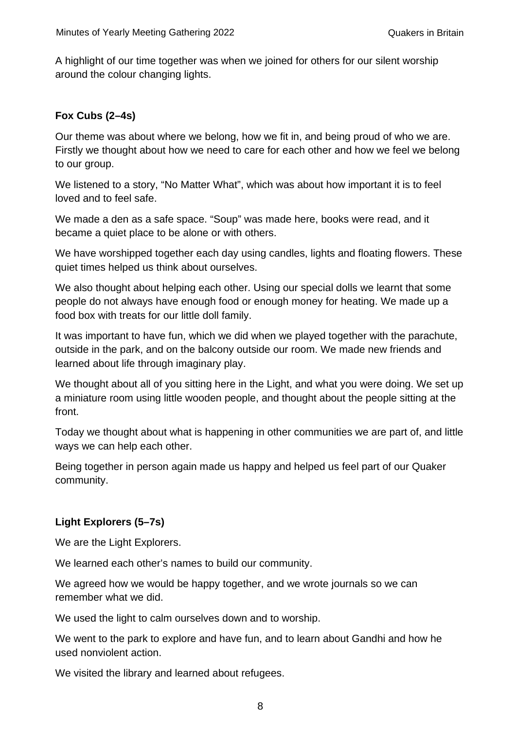A highlight of our time together was when we joined for others for our silent worship around the colour changing lights.

### Fox Cubs (2–4s)

Our theme was about where we belong, how we fit in, and being proud of who we are. Firstly we thought about how we need to care for each other and how we feel we belong to our group.

We listened to a story, "No Matter What", which was about how important it is to feel loved and to feel safe.

We made a den as a safe space. "Soup" was made here, books were read, and it became a quiet place to be alone or with others.

We have worshipped together each day using candles, lights and floating flowers. These quiet times helped us think about ourselves.

We also thought about helping each other. Using our special dolls we learnt that some people do not always have enough food or enough money for heating. We made up a food box with treats for our little doll family.

It was important to have fun, which we did when we played together with the parachute, outside in the park, and on the balcony outside our room. We made new friends and learned about life through imaginary play.

We thought about all of you sitting here in the Light, and what you were doing. We set up a miniature room using little wooden people, and thought about the people sitting at the front.

Today we thought about what is happening in other communities we are part of, and little ways we can help each other.

Being together in person again made us happy and helped us feel part of our Quaker community.

### Light Explorers (5–7s)

We are the Light Explorers.

We learned each other's names to build our community.

We agreed how we would be happy together, and we wrote journals so we can remember what we did.

We used the light to calm ourselves down and to worship.

We went to the park to explore and have fun, and to learn about Gandhi and how he used nonviolent action.

We visited the library and learned about refugees.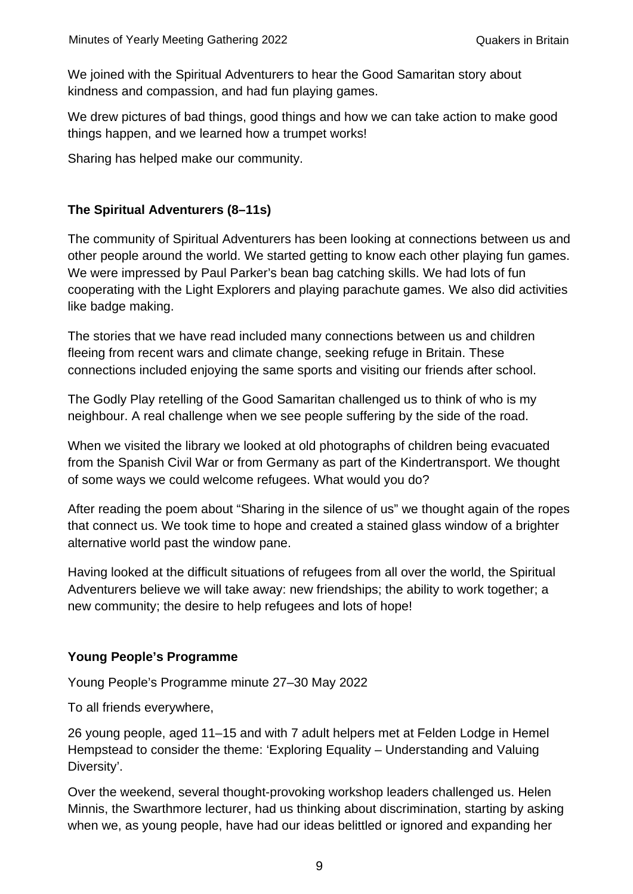We joined with the Spiritual Adventurers to hear the Good Samaritan story about kindness and compassion, and had fun playing games.

We drew pictures of bad things, good things and how we can take action to make good things happen, and we learned how a trumpet works!

Sharing has helped make our community.

### The Spiritual Adventurers (8–11s)

The community of Spiritual Adventurers has been looking at connections between us and other people around the world. We started getting to know each other playing fun games. We were impressed by Paul Parker's bean bag catching skills. We had lots of fun cooperating with the Light Explorers and playing parachute games. We also did activities like badge making.

The stories that we have read included many connections between us and children fleeing from recent wars and climate change, seeking refuge in Britain. These connections included enjoying the same sports and visiting our friends after school.

The Godly Play retelling of the Good Samaritan challenged us to think of who is my neighbour. A real challenge when we see people suffering by the side of the road.

When we visited the library we looked at old photographs of children being evacuated from the Spanish Civil War or from Germany as part of the Kindertransport. We thought of some ways we could welcome refugees. What would you do?

After reading the poem about "Sharing in the silence of us" we thought again of the ropes that connect us. We took time to hope and created a stained glass window of a brighter alternative world past the window pane.

Having looked at the difficult situations of refugees from all over the world, the Spiritual Adventurers believe we will take away: new friendships; the ability to work together; a new community; the desire to help refugees and lots of hope!

### Young People's Programme

Young People's Programme minute 27–30 May 2022

To all friends everywhere,

26 young people, aged 11–15 and with 7 adult helpers met at Felden Lodge in Hemel Hempstead to consider the theme: 'Exploring Equality – Understanding and Valuing Diversity'.

Over the weekend, several thought-provoking workshop leaders challenged us. Helen Minnis, the Swarthmore lecturer, had us thinking about discrimination, starting by asking when we, as young people, have had our ideas belittled or ignored and expanding her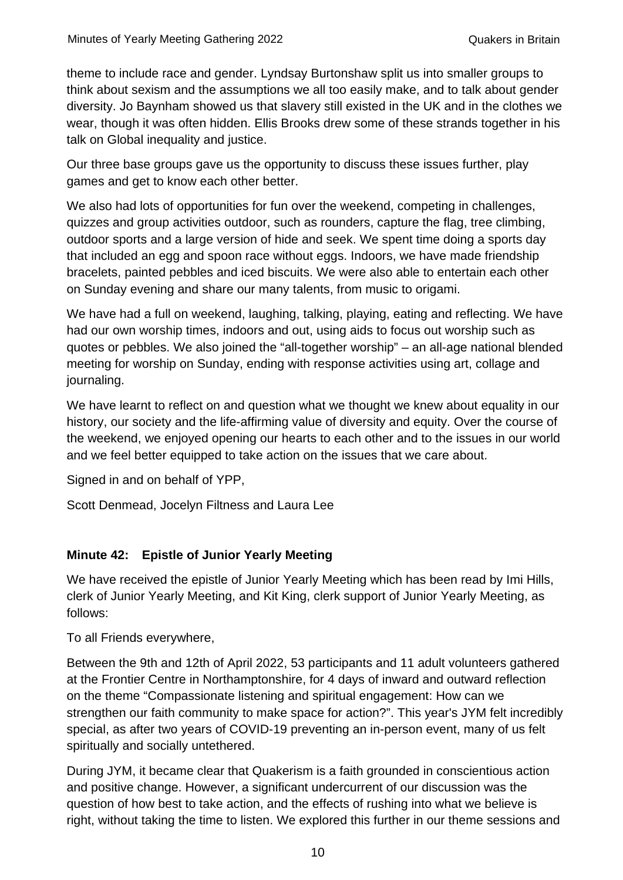theme to include race and gender. Lyndsay Burtonshaw split us into smaller groups to think about sexism and the assumptions we all too easily make, and to talk about gender diversity. Jo Baynham showed us that slavery still existed in the UK and in the clothes we wear, though it was often hidden. Ellis Brooks drew some of these strands together in his talk on Global inequality and justice.

Our three base groups gave us the opportunity to discuss these issues further, play games and get to know each other better.

We also had lots of opportunities for fun over the weekend, competing in challenges, quizzes and group activities outdoor, such as rounders, capture the flag, tree climbing, outdoor sports and a large version of hide and seek. We spent time doing a sports day that included an egg and spoon race without eggs. Indoors, we have made friendship bracelets, painted pebbles and iced biscuits. We were also able to entertain each other on Sunday evening and share our many talents, from music to origami.

We have had a full on weekend, laughing, talking, playing, eating and reflecting. We have had our own worship times, indoors and out, using aids to focus out worship such as quotes or pebbles. We also joined the "all-together worship" – an all-age national blended meeting for worship on Sunday, ending with response activities using art, collage and journaling.

We have learnt to reflect on and question what we thought we knew about equality in our history, our society and the life-affirming value of diversity and equity. Over the course of the weekend, we enjoyed opening our hearts to each other and to the issues in our world and we feel better equipped to take action on the issues that we care about.

Signed in and on behalf of YPP,

Scott Denmead, Jocelyn Filtness and Laura Lee

**Minute 42: Epistle of Junior Yearly Meeting**

We have received the epistle of Junior Yearly Meeting which has been read by Imi Hills, clerk of Junior Yearly Meeting, and Kit King, clerk support of Junior Yearly Meeting, as follows:

To all Friends everywhere,

Between the 9th and 12th of April 2022, 53 participants and 11 adult volunteers gathered at the Frontier Centre in Northamptonshire, for 4 days of inward and outward reflection on the theme "Compassionate listening and spiritual engagement: How can we strengthen our faith community to make space for action?". This year's JYM felt incredibly special, as after two years of COVID-19 preventing an in-person event, many of us felt spiritually and socially untethered.

During JYM, it became clear that Quakerism is a faith grounded in conscientious action and positive change. However, a significant undercurrent of our discussion was the question of how best to take action, and the effects of rushing into what we believe is right, without taking the time to listen. We explored this further in our theme sessions and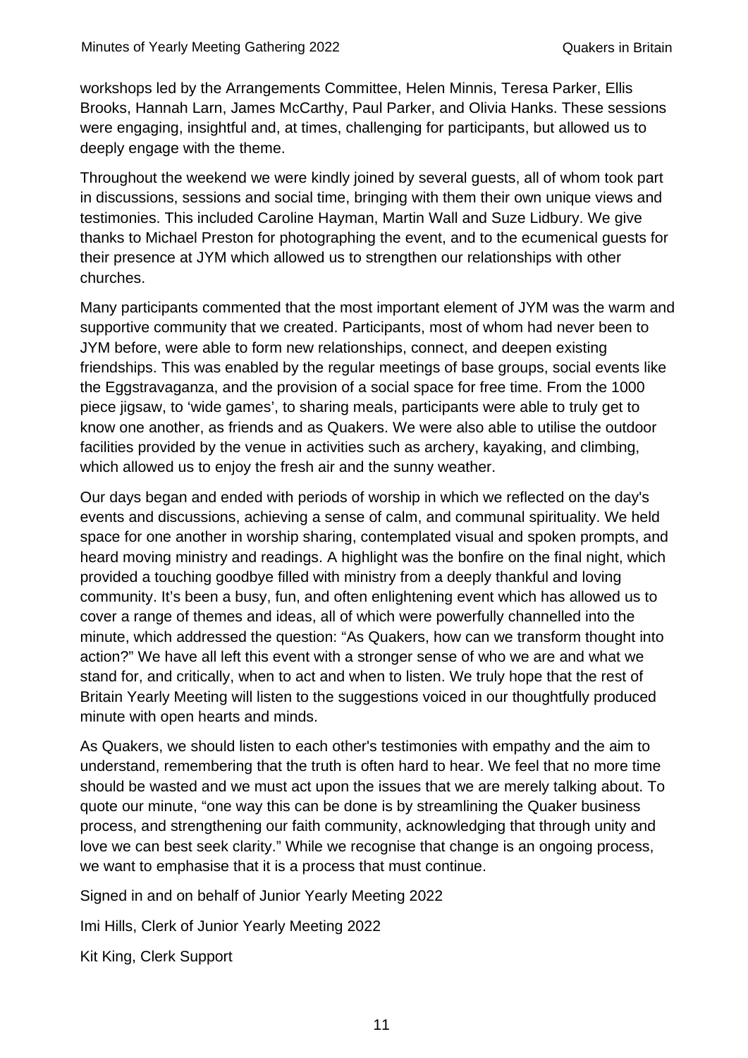workshops led by the Arrangements Committee, Helen Minnis, Teresa Parker, Ellis Brooks, Hannah Larn, James McCarthy, Paul Parker, and Olivia Hanks. These sessions were engaging, insightful and, at times, challenging for participants, but allowed us to deeply engage with the theme.

Throughout the weekend we were kindly joined by several guests, all of whom took part in discussions, sessions and social time, bringing with them their own unique views and testimonies. This included Caroline Hayman, Martin Wall and Suze Lidbury. We give thanks to Michael Preston for photographing the event, and to the ecumenical guests for their presence at JYM which allowed us to strengthen our relationships with other churches.

Many participants commented that the most important element of JYM was the warm and supportive community that we created. Participants, most of whom had never been to JYM before, were able to form new relationships, connect, and deepen existing friendships. This was enabled by the regular meetings of base groups, social events like the Eggstravaganza, and the provision of a social space for free time. From the 1000 piece jigsaw, to 'wide games', to sharing meals, participants were able to truly get to know one another, as friends and as Quakers. We were also able to utilise the outdoor facilities provided by the venue in activities such as archery, kayaking, and climbing, which allowed us to enjoy the fresh air and the sunny weather.

Our days began and ended with periods of worship in which we reflected on the day's events and discussions, achieving a sense of calm, and communal spirituality. We held space for one another in worship sharing, contemplated visual and spoken prompts, and heard moving ministry and readings. A highlight was the bonfire on the final night, which provided a touching goodbye filled with ministry from a deeply thankful and loving community. It's been a busy, fun, and often enlightening event which has allowed us to cover a range of themes and ideas, all of which were powerfully channelled into the minute, which addressed the question: "As Quakers, how can we transform thought into action?" We have all left this event with a stronger sense of who we are and what we stand for, and critically, when to act and when to listen. We truly hope that the rest of Britain Yearly Meeting will listen to the suggestions voiced in our thoughtfully produced minute with open hearts and minds.

As Quakers, we should listen to each other's testimonies with empathy and the aim to understand, remembering that the truth is often hard to hear. We feel that no more time should be wasted and we must act upon the issues that we are merely talking about. To quote our minute, "one way this can be done is by streamlining the Quaker business process, and strengthening our faith community, acknowledging that through unity and love we can best seek clarity." While we recognise that change is an ongoing process, we want to emphasise that it is a process that must continue.

Signed in and on behalf of Junior Yearly Meeting 2022

Imi Hills, Clerk of Junior Yearly Meeting 2022

Kit King, Clerk Support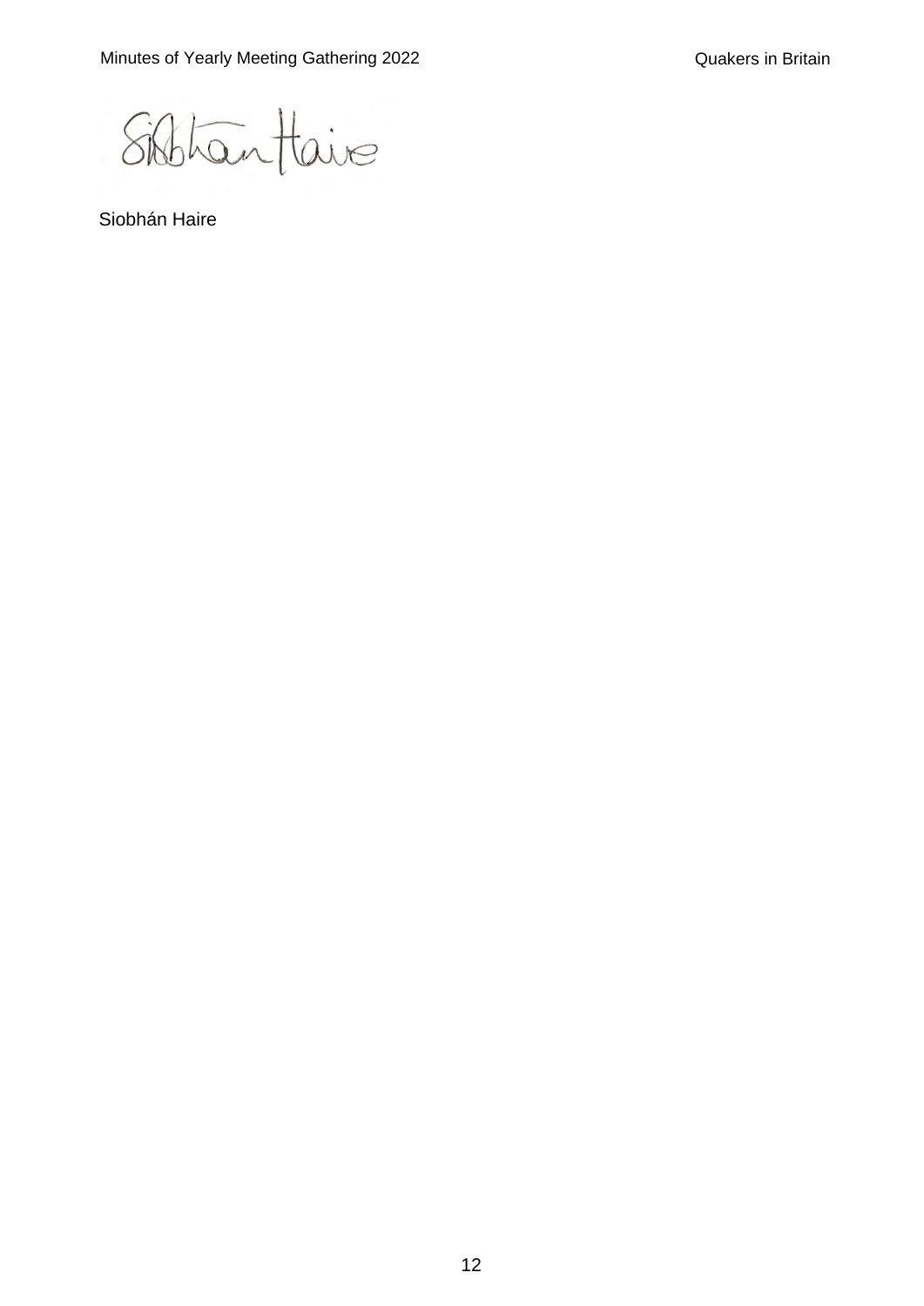Siobhán Haire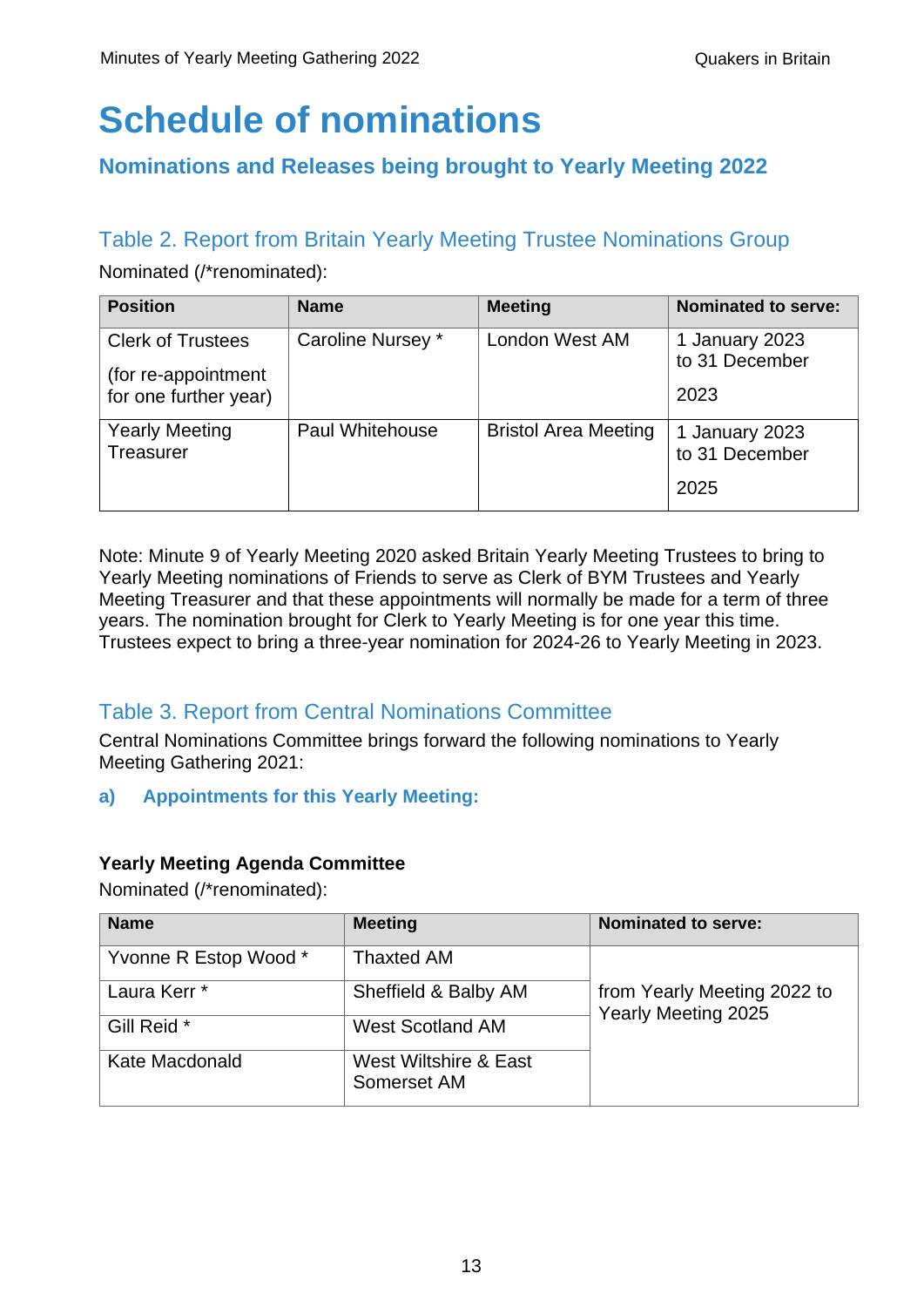# Schedule of nominations

## Nominations and Releases being brought to Yearly Meeting 2022

### Table 2. Report from Britain Yearly Meeting Trustee Nominations Group

Nominated (/*renominated):

| Position | Name | Meeting | Nominated to serve: |
|---|---|---|---|
| Clerk of Trustees (for re-appointment for one further year) | Caroline Nursey * | London West AM | 1 January 2023 to 31 December 2023 |
| Yearly Meeting Treasurer | Paul Whitehouse | Bristol Area Meeting | 1 January 2023 to 31 December 2025 |

Note: Minute 9 of Yearly Meeting 2020 asked Britain Yearly Meeting Trustees to bring to Yearly Meeting nominations of Friends to serve as Clerk of BYM Trustees and Yearly Meeting Treasurer and that these appointments will normally be made for a term of three years. The nomination brought for Clerk to Yearly Meeting is for one year this time. Trustees expect to bring a three-year nomination for 2024-26 to Yearly Meeting in 2023.

### Table 3. Report from Central Nominations Committee

Central Nominations Committee brings forward the following nominations to Yearly Meeting Gathering 2021:

#### a) Appointments for this Yearly Meeting:

**Yearly Meeting Agenda Committee**

Nominated (/*renominated):

| Name | Meeting | Nominated to serve: |
|---|---|---|
| Yvonne R Estop Wood * | Thaxted AM | from Yearly Meeting 2022 to Yearly Meeting 2025 |
| Laura Kerr * | Sheffield & Balby AM | |
| Gill Reid * | West Scotland AM | |
| Kate Macdonald | West Wiltshire & East Somerset AM | |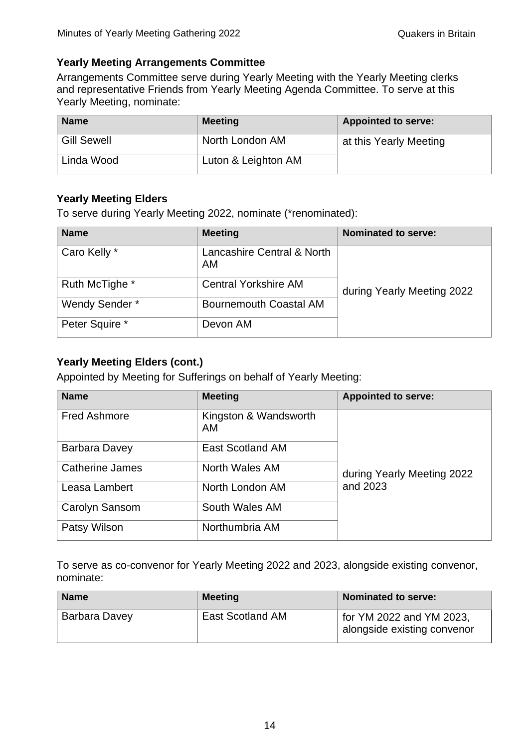### Yearly Meeting Arrangements Committee

Arrangements Committee serve during Yearly Meeting with the Yearly Meeting clerks and representative Friends from Yearly Meeting Agenda Committee. To serve at this Yearly Meeting, nominate:

| Name | Meeting | Appointed to serve: |
|---|---|---|
| Gill Sewell | North London AM | at this Yearly Meeting |
| Linda Wood | Luton & Leighton AM | |

### Yearly Meeting Elders

To serve during Yearly Meeting 2022, nominate (*renominated):

| Name | Meeting | Nominated to serve: |
|---|---|---|
| Caro Kelly * | Lancashire Central & North AM | during Yearly Meeting 2022 |
| Ruth McTighe * | Central Yorkshire AM | |
| Wendy Sender * | Bournemouth Coastal AM | |
| Peter Squire * | Devon AM | |

### Yearly Meeting Elders (cont.)

Appointed by Meeting for Sufferings on behalf of Yearly Meeting:

| Name | Meeting | Appointed to serve: |
|---|---|---|
| Fred Ashmore | Kingston & Wandsworth AM | during Yearly Meeting 2022 and 2023 |
| Barbara Davey | East Scotland AM | |
| Catherine James | North Wales AM | |
| Leasa Lambert | North London AM | |
| Carolyn Sansom | South Wales AM | |
| Patsy Wilson | Northumbria AM | |

To serve as co-convenor for Yearly Meeting 2022 and 2023, alongside existing convenor, nominate:

| Name | Meeting | Nominated to serve: |
|---|---|---|
| Barbara Davey | East Scotland AM | for YM 2022 and YM 2023, alongside existing convenor |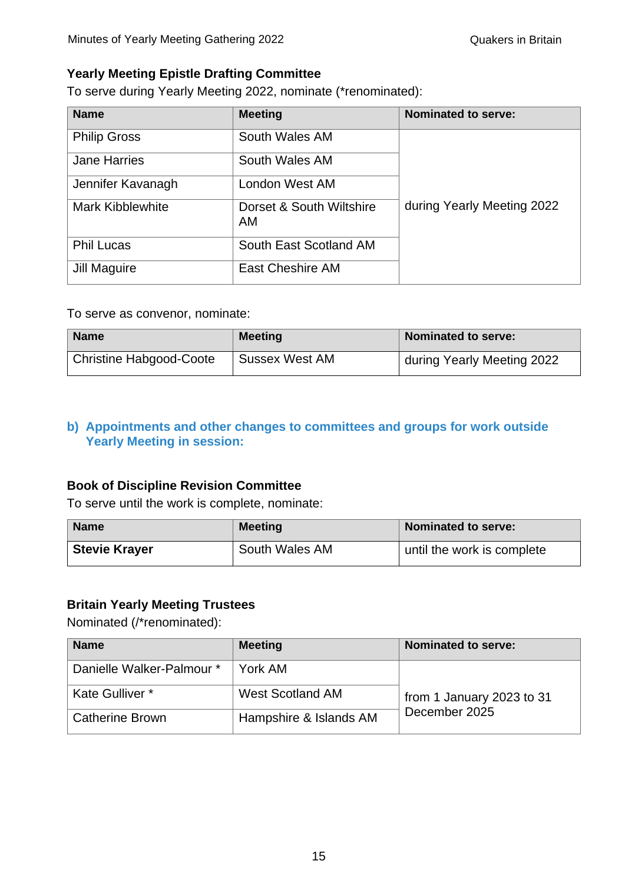### Yearly Meeting Epistle Drafting Committee

To serve during Yearly Meeting 2022, nominate (*renominated):

| Name | Meeting | Nominated to serve: |
|---|---|---|
| Philip Gross | South Wales AM | during Yearly Meeting 2022 |
| Jane Harries | South Wales AM | |
| Jennifer Kavanagh | London West AM | |
| Mark Kibblewhite | Dorset & South Wiltshire AM | |
| Phil Lucas | South East Scotland AM | |
| Jill Maguire | East Cheshire AM | |

To serve as convenor, nominate:

| Name | Meeting | Nominated to serve: |
|---|---|---|
| Christine Habgood-Coote | Sussex West AM | during Yearly Meeting 2022 |

## b) Appointments and other changes to committees and groups for work outside Yearly Meeting in session:

### Book of Discipline Revision Committee

To serve until the work is complete, nominate:

| Name | Meeting | Nominated to serve: |
|---|---|---|
| **Stevie Krayer** | South Wales AM | until the work is complete |

### Britain Yearly Meeting Trustees

Nominated (/*renominated):

| Name | Meeting | Nominated to serve: |
|---|---|---|
| Danielle Walker-Palmour * | York AM | from 1 January 2023 to 31 December 2025 |
| Kate Gulliver * | West Scotland AM | |
| Catherine Brown | Hampshire & Islands AM | |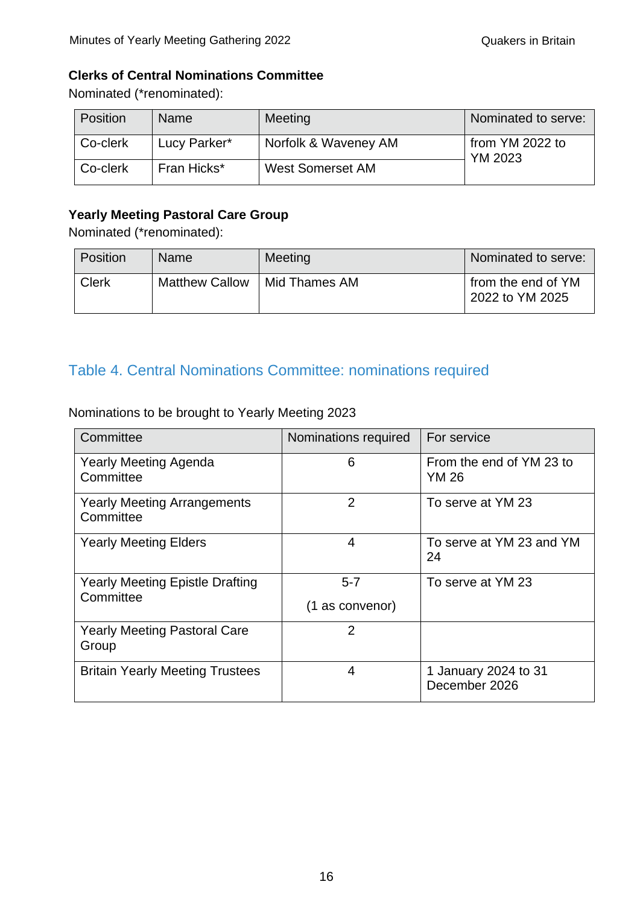**Clerks of Central Nominations Committee**

Nominated (*renominated):

| Position | Name | Meeting | Nominated to serve: |
|---|---|---|---|
| Co-clerk | Lucy Parker* | Norfolk & Waveney AM | from YM 2022 to YM 2023 |
| Co-clerk | Fran Hicks* | West Somerset AM | |

**Yearly Meeting Pastoral Care Group**

Nominated (*renominated):

| Position | Name | Meeting | Nominated to serve: |
|---|---|---|---|
| Clerk | Matthew Callow | Mid Thames AM | from the end of YM 2022 to YM 2025 |

## Table 4. Central Nominations Committee: nominations required

Nominations to be brought to Yearly Meeting 2023

| Committee | Nominations required | For service |
|---|---|---|
| Yearly Meeting Agenda Committee | 6 | From the end of YM 23 to YM 26 |
| Yearly Meeting Arrangements Committee | 2 | To serve at YM 23 |
| Yearly Meeting Elders | 4 | To serve at YM 23 and YM 24 |
| Yearly Meeting Epistle Drafting Committee | 5-7 (1 as convenor) | To serve at YM 23 |
| Yearly Meeting Pastoral Care Group | 2 | |
| Britain Yearly Meeting Trustees | 4 | 1 January 2024 to 31 December 2026 |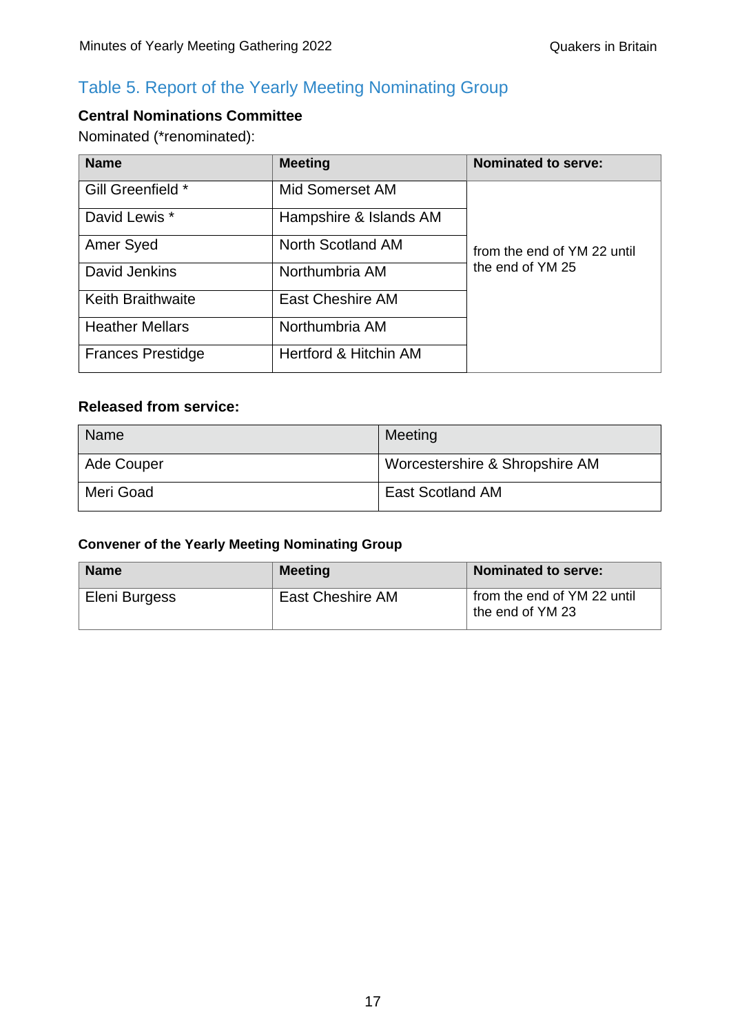## Table 5. Report of the Yearly Meeting Nominating Group

**Central Nominations Committee**

Nominated (*renominated):

| Name | Meeting | Nominated to serve: |
|---|---|---|
| Gill Greenfield * | Mid Somerset AM | from the end of YM 22 until the end of YM 25 |
| David Lewis * | Hampshire & Islands AM | |
| Amer Syed | North Scotland AM | |
| David Jenkins | Northumbria AM | |
| Keith Braithwaite | East Cheshire AM | |
| Heather Mellars | Northumbria AM | |
| Frances Prestidge | Hertford & Hitchin AM | |

**Released from service:**

| Name | Meeting |
|---|---|
| Ade Couper | Worcestershire & Shropshire AM |
| Meri Goad | East Scotland AM |

**Convener of the Yearly Meeting Nominating Group**

| Name | Meeting | Nominated to serve: |
|---|---|---|
| Eleni Burgess | East Cheshire AM | from the end of YM 22 until the end of YM 23 |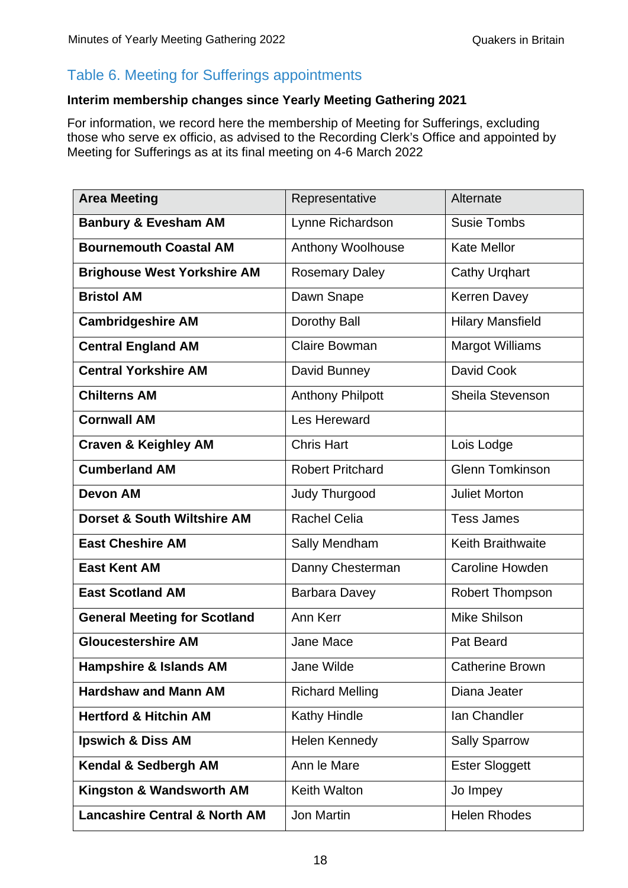## Table 6. Meeting for Sufferings appointments

**Interim membership changes since Yearly Meeting Gathering 2021**

For information, we record here the membership of Meeting for Sufferings, excluding those who serve ex officio, as advised to the Recording Clerk's Office and appointed by Meeting for Sufferings as at its final meeting on 4-6 March 2022

| **Area Meeting** | Representative | Alternate |
|---|---|---|
| **Banbury & Evesham AM** | Lynne Richardson | Susie Tombs |
| **Bournemouth Coastal AM** | Anthony Woolhouse | Kate Mellor |
| **Brighouse West Yorkshire AM** | Rosemary Daley | Cathy Urqhart |
| **Bristol AM** | Dawn Snape | Kerren Davey |
| **Cambridgeshire AM** | Dorothy Ball | Hilary Mansfield |
| **Central England AM** | Claire Bowman | Margot Williams |
| **Central Yorkshire AM** | David Bunney | David Cook |
| **Chilterns AM** | Anthony Philpott | Sheila Stevenson |
| **Cornwall AM** | Les Hereward | |
| **Craven & Keighley AM** | Chris Hart | Lois Lodge |
| **Cumberland AM** | Robert Pritchard | Glenn Tomkinson |
| **Devon AM** | Judy Thurgood | Juliet Morton |
| **Dorset & South Wiltshire AM** | Rachel Celia | Tess James |
| **East Cheshire AM** | Sally Mendham | Keith Braithwaite |
| **East Kent AM** | Danny Chesterman | Caroline Howden |
| **East Scotland AM** | Barbara Davey | Robert Thompson |
| **General Meeting for Scotland** | Ann Kerr | Mike Shilson |
| **Gloucestershire AM** | Jane Mace | Pat Beard |
| **Hampshire & Islands AM** | Jane Wilde | Catherine Brown |
| **Hardshaw and Mann AM** | Richard Melling | Diana Jeater |
| **Hertford & Hitchin AM** | Kathy Hindle | Ian Chandler |
| **Ipswich & Diss AM** | Helen Kennedy | Sally Sparrow |
| **Kendal & Sedbergh AM** | Ann le Mare | Ester Sloggett |
| **Kingston & Wandsworth AM** | Keith Walton | Jo Impey |
| **Lancashire Central & North AM** | Jon Martin | Helen Rhodes |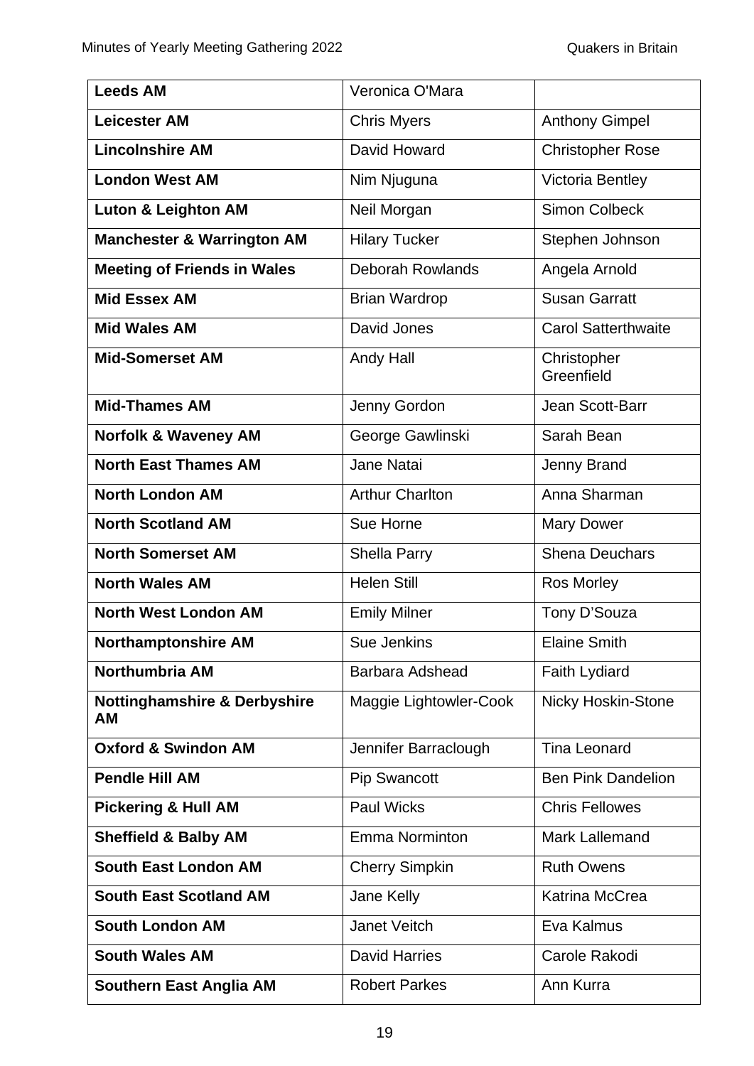| **Leeds AM** | Veronica O'Mara | |
|---|---|---|
| **Leicester AM** | Chris Myers | Anthony Gimpel |
| **Lincolnshire AM** | David Howard | Christopher Rose |
| **London West AM** | Nim Njuguna | Victoria Bentley |
| **Luton & Leighton AM** | Neil Morgan | Simon Colbeck |
| **Manchester & Warrington AM** | Hilary Tucker | Stephen Johnson |
| **Meeting of Friends in Wales** | Deborah Rowlands | Angela Arnold |
| **Mid Essex AM** | Brian Wardrop | Susan Garratt |
| **Mid Wales AM** | David Jones | Carol Satterthwaite |
| **Mid-Somerset AM** | Andy Hall | Christopher Greenfield |
| **Mid-Thames AM** | Jenny Gordon | Jean Scott-Barr |
| **Norfolk & Waveney AM** | George Gawlinski | Sarah Bean |
| **North East Thames AM** | Jane Natai | Jenny Brand |
| **North London AM** | Arthur Charlton | Anna Sharman |
| **North Scotland AM** | Sue Horne | Mary Dower |
| **North Somerset AM** | Shella Parry | Shena Deuchars |
| **North Wales AM** | Helen Still | Ros Morley |
| **North West London AM** | Emily Milner | Tony D'Souza |
| **Northamptonshire AM** | Sue Jenkins | Elaine Smith |
| **Northumbria AM** | Barbara Adshead | Faith Lydiard |
| **Nottinghamshire & Derbyshire AM** | Maggie Lightowler-Cook | Nicky Hoskin-Stone |
| **Oxford & Swindon AM** | Jennifer Barraclough | Tina Leonard |
| **Pendle Hill AM** | Pip Swancott | Ben Pink Dandelion |
| **Pickering & Hull AM** | Paul Wicks | Chris Fellowes |
| **Sheffield & Balby AM** | Emma Norminton | Mark Lallemand |
| **South East London AM** | Cherry Simpkin | Ruth Owens |
| **South East Scotland AM** | Jane Kelly | Katrina McCrea |
| **South London AM** | Janet Veitch | Eva Kalmus |
| **South Wales AM** | David Harries | Carole Rakodi |
| **Southern East Anglia AM** | Robert Parkes | Ann Kurra |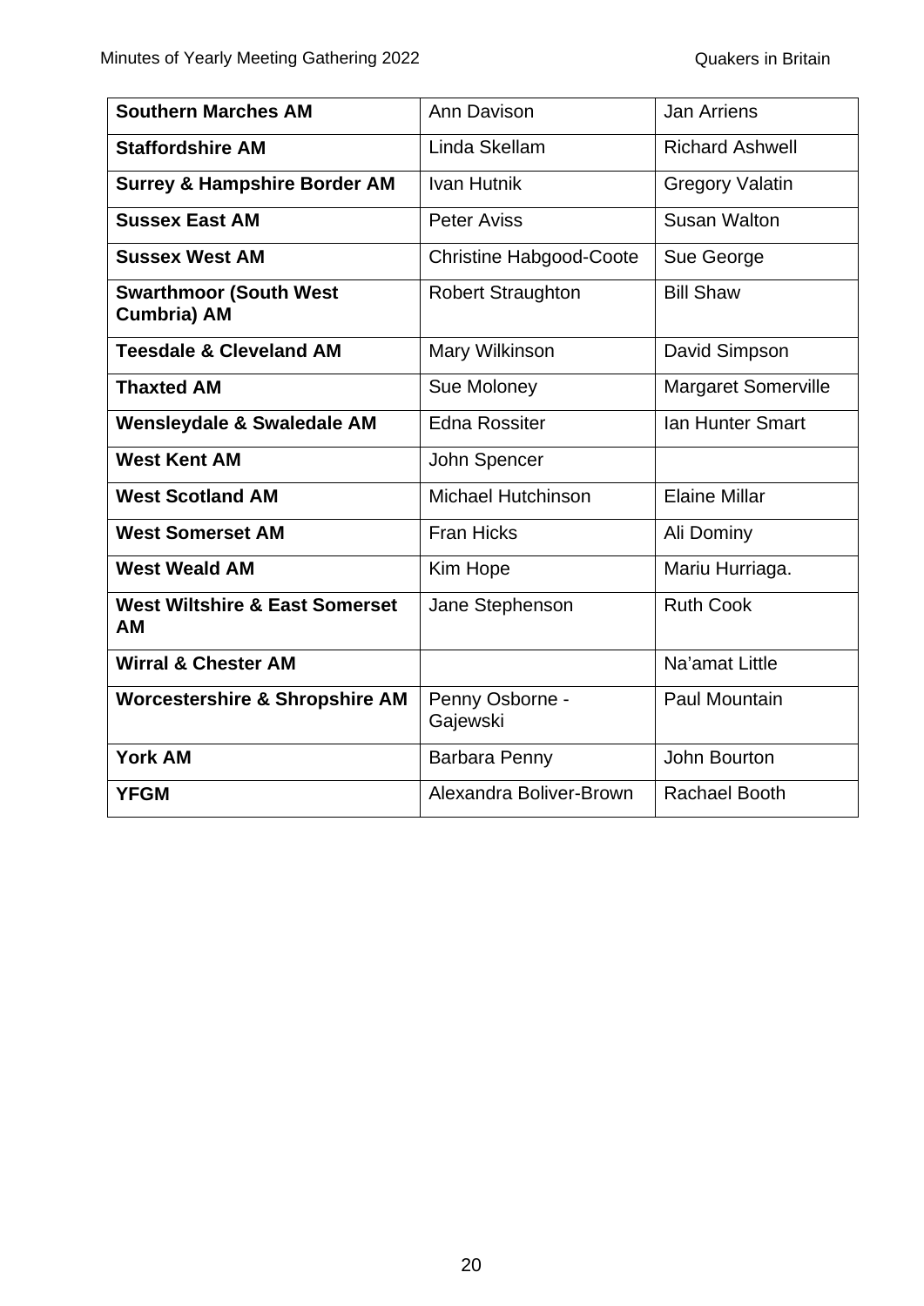| | | |
|---|---|---|
| **Southern Marches AM** | Ann Davison | Jan Arriens |
| **Staffordshire AM** | Linda Skellam | Richard Ashwell |
| **Surrey & Hampshire Border AM** | Ivan Hutnik | Gregory Valatin |
| **Sussex East AM** | Peter Aviss | Susan Walton |
| **Sussex West AM** | Christine Habgood-Coote | Sue George |
| **Swarthmoor (South West Cumbria) AM** | Robert Straughton | Bill Shaw |
| **Teesdale & Cleveland AM** | Mary Wilkinson | David Simpson |
| **Thaxted AM** | Sue Moloney | Margaret Somerville |
| **Wensleydale & Swaledale AM** | Edna Rossiter | Ian Hunter Smart |
| **West Kent AM** | John Spencer | |
| **West Scotland AM** | Michael Hutchinson | Elaine Millar |
| **West Somerset AM** | Fran Hicks | Ali Dominy |
| **West Weald AM** | Kim Hope | Mariu Hurriaga. |
| **West Wiltshire & East Somerset AM** | Jane Stephenson | Ruth Cook |
| **Wirral & Chester AM** | | Na'amat Little |
| **Worcestershire & Shropshire AM** | Penny Osborne - Gajewski | Paul Mountain |
| **York AM** | Barbara Penny | John Bourton |
| **YFGM** | Alexandra Boliver-Brown | Rachael Booth |